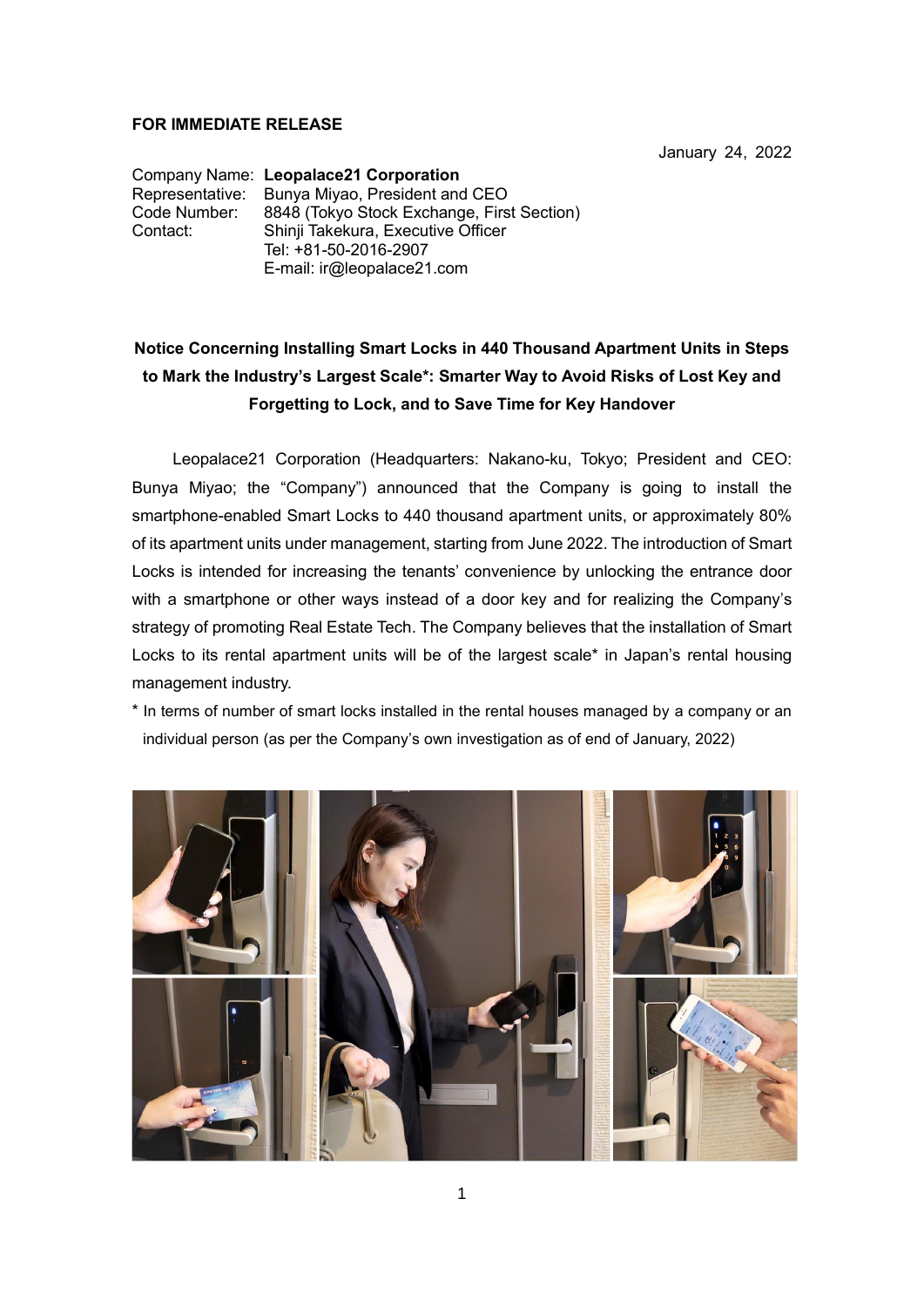**FOR IMMEDIATE RELEASE**

January 24, 2022

Company Name: **Leopalace21 Corporation**
Representative: Bunya Miyao, President and CEO
Code Number: 8848 (Tokyo Stock Exchange, First Section)
Contact: Shinji Takekura, Executive Officer
Tel: +81-50-2016-2907
E-mail: ir@leopalace21.com

## Notice Concerning Installing Smart Locks in 440 Thousand Apartment Units in Steps to Mark the Industry's Largest Scale*: Smarter Way to Avoid Risks of Lost Key and Forgetting to Lock, and to Save Time for Key Handover

Leopalace21 Corporation (Headquarters: Nakano-ku, Tokyo; President and CEO: Bunya Miyao; the "Company") announced that the Company is going to install the smartphone-enabled Smart Locks to 440 thousand apartment units, or approximately 80% of its apartment units under management, starting from June 2022. The introduction of Smart Locks is intended for increasing the tenants' convenience by unlocking the entrance door with a smartphone or other ways instead of a door key and for realizing the Company's strategy of promoting Real Estate Tech. The Company believes that the installation of Smart Locks to its rental apartment units will be of the largest scale* in Japan's rental housing management industry.

* In terms of number of smart locks installed in the rental houses managed by a company or an individual person (as per the Company's own investigation as of end of January, 2022)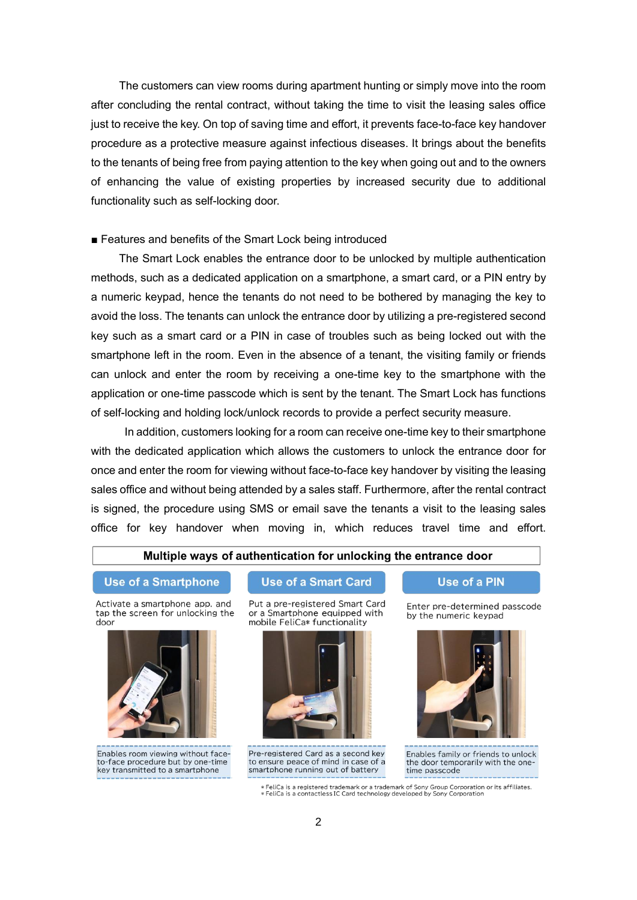The customers can view rooms during apartment hunting or simply move into the room after concluding the rental contract, without taking the time to visit the leasing sales office just to receive the key. On top of saving time and effort, it prevents face-to-face key handover procedure as a protective measure against infectious diseases. It brings about the benefits to the tenants of being free from paying attention to the key when going out and to the owners of enhancing the value of existing properties by increased security due to additional functionality such as self-locking door.

■ Features and benefits of the Smart Lock being introduced

The Smart Lock enables the entrance door to be unlocked by multiple authentication methods, such as a dedicated application on a smartphone, a smart card, or a PIN entry by a numeric keypad, hence the tenants do not need to be bothered by managing the key to avoid the loss. The tenants can unlock the entrance door by utilizing a pre-registered second key such as a smart card or a PIN in case of troubles such as being locked out with the smartphone left in the room. Even in the absence of a tenant, the visiting family or friends can unlock and enter the room by receiving a one-time key to the smartphone with the application or one-time passcode which is sent by the tenant. The Smart Lock has functions of self-locking and holding lock/unlock records to provide a perfect security measure.

In addition, customers looking for a room can receive one-time key to their smartphone with the dedicated application which allows the customers to unlock the entrance door for once and enter the room for viewing without face-to-face key handover by visiting the leasing sales office and without being attended by a sales staff. Furthermore, after the rental contract is signed, the procedure using SMS or email save the tenants a visit to the leasing sales office for key handover when moving in, which reduces travel time and effort.

**Multiple ways of authentication for unlocking the entrance door**

| Use of a Smartphone | Use of a Smart Card | Use of a PIN |
|---|---|---|
| Activate a smartphone app. and tap the screen for unlocking the door | Put a pre-registered Smart Card or a Smartphone equipped with mobile FeliCa* functionality | Enter pre-determined passcode by the numeric keypad |
| Enables room viewing without face-to-face procedure but by one-time key transmitted to a smartphone | Pre-registered Card as a second key to ensure peace of mind in case of a smartphone running out of battery | Enables family or friends to unlock the door temporarily with the one-time passcode |

* FeliCa is a registered trademark or a trademark of Sony Group Corporation or its affiliates.
* FeliCa is a contactless IC Card technology developed by Sony Corporation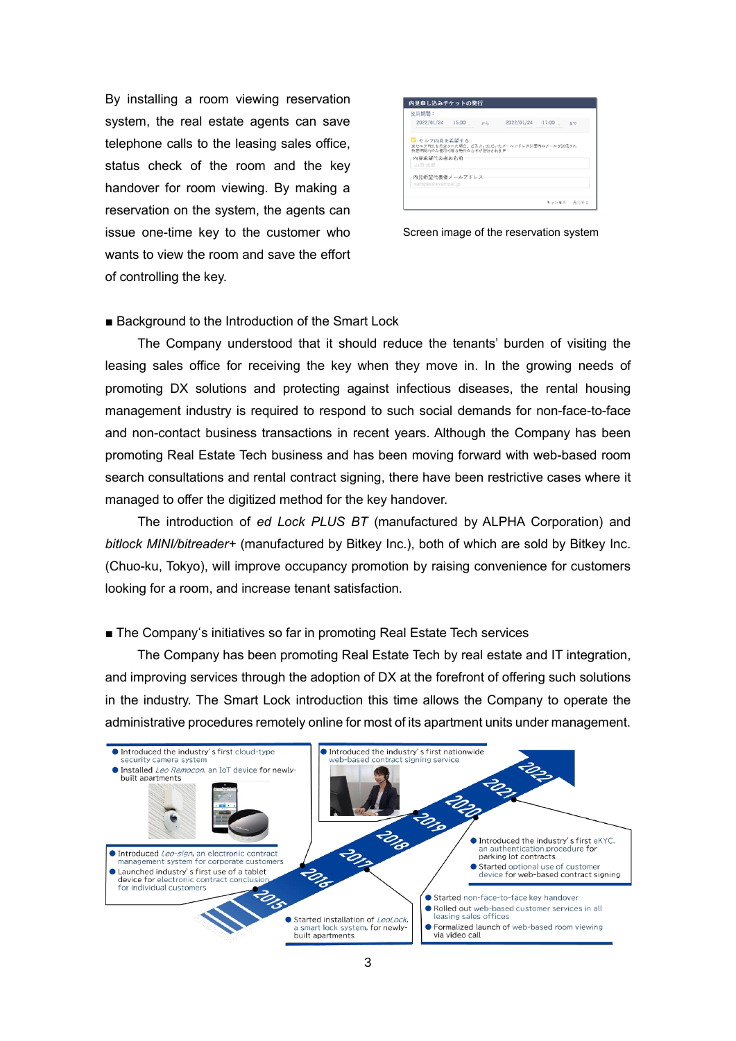By installing a room viewing reservation system, the real estate agents can save telephone calls to the leasing sales office, status check of the room and the key handover for room viewing. By making a reservation on the system, the agents can issue one-time key to the customer who wants to view the room and save the effort of controlling the key.

Screen image of the reservation system

■ Background to the Introduction of the Smart Lock

The Company understood that it should reduce the tenants' burden of visiting the leasing sales office for receiving the key when they move in. In the growing needs of promoting DX solutions and protecting against infectious diseases, the rental housing management industry is required to respond to such social demands for non-face-to-face and non-contact business transactions in recent years. Although the Company has been promoting Real Estate Tech business and has been moving forward with web-based room search consultations and rental contract signing, there have been restrictive cases where it managed to offer the digitized method for the key handover.

The introduction of *ed Lock PLUS BT* (manufactured by ALPHA Corporation) and *bitlock MINI/bitreader+* (manufactured by Bitkey Inc.), both of which are sold by Bitkey Inc. (Chuo-ku, Tokyo), will improve occupancy promotion by raising convenience for customers looking for a room, and increase tenant satisfaction.

■ The Company's initiatives so far in promoting Real Estate Tech services

The Company has been promoting Real Estate Tech by real estate and IT integration, and improving services through the adoption of DX at the forefront of offering such solutions in the industry. The Smart Lock introduction this time allows the Company to operate the administrative procedures remotely online for most of its apartment units under management.

- 2015
  - Introduced *Leo-sign*, an electronic contract management system for corporate customers
  - Launched industry's first use of a tablet device for electronic contract conclusion for individual customers
- 2016
  - Introduced the industry's first cloud-type security camera system
  - Installed *Leo Remocon*, an IoT device for newly-built apartments
- 2017
  - Started installation of *LeoLock*, a smart lock system, for newly-built apartments
- 2018
  - Introduced the industry's first nationwide web-based contract signing service
- 2020
  - Started non-face-to-face key handover
  - Rolled out web-based customer services in all leasing sales offices
  - Formalized launch of web-based room viewing via video call
- 2021
  - Introduced the industry's first eKYC, an authentication procedure for parking lot contracts
  - Started optional use of customer device for web-based contract signing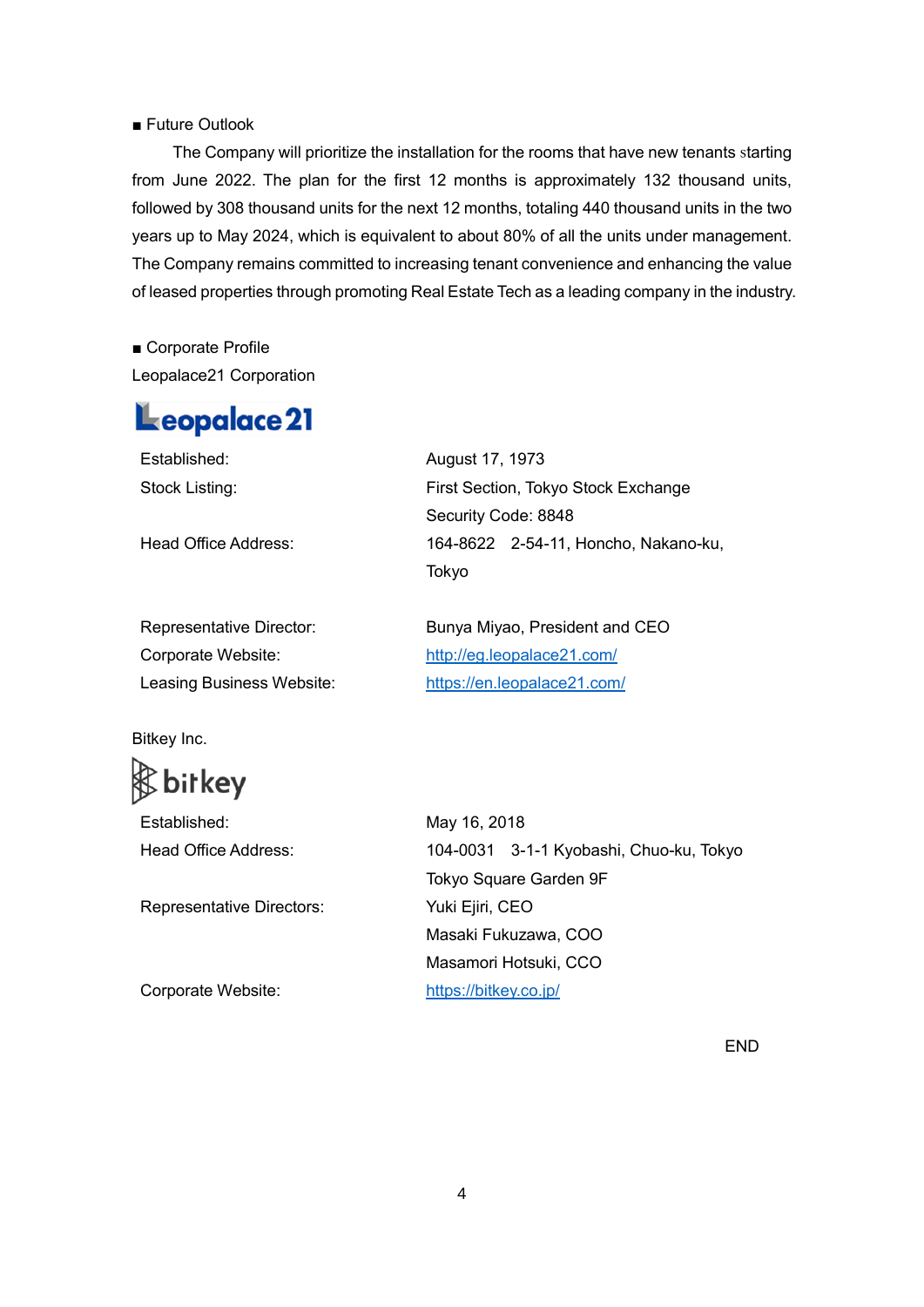■ Future Outlook

The Company will prioritize the installation for the rooms that have new tenants starting from June 2022. The plan for the first 12 months is approximately 132 thousand units, followed by 308 thousand units for the next 12 months, totaling 440 thousand units in the two years up to May 2024, which is equivalent to about 80% of all the units under management. The Company remains committed to increasing tenant convenience and enhancing the value of leased properties through promoting Real Estate Tech as a leading company in the industry.

■ Corporate Profile

Leopalace21 Corporation

Leopalace21

| | |
|---|---|
| Established: | August 17, 1973 |
| Stock Listing: | First Section, Tokyo Stock Exchange<br>Security Code: 8848 |
| Head Office Address: | 164-8622　2-54-11, Honcho, Nakano-ku, Tokyo |
| Representative Director: | Bunya Miyao, President and CEO |
| Corporate Website: | http://eg.leopalace21.com/ |
| Leasing Business Website: | https://en.leopalace21.com/ |

Bitkey Inc.

bitkey

| | |
|---|---|
| Established: | May 16, 2018 |
| Head Office Address: | 104-0031　3-1-1 Kyobashi, Chuo-ku, Tokyo<br>Tokyo Square Garden 9F |
| Representative Directors: | Yuki Ejiri, CEO<br>Masaki Fukuzawa, COO<br>Masamori Hotsuki, CCO |
| Corporate Website: | https://bitkey.co.jp/ |

END